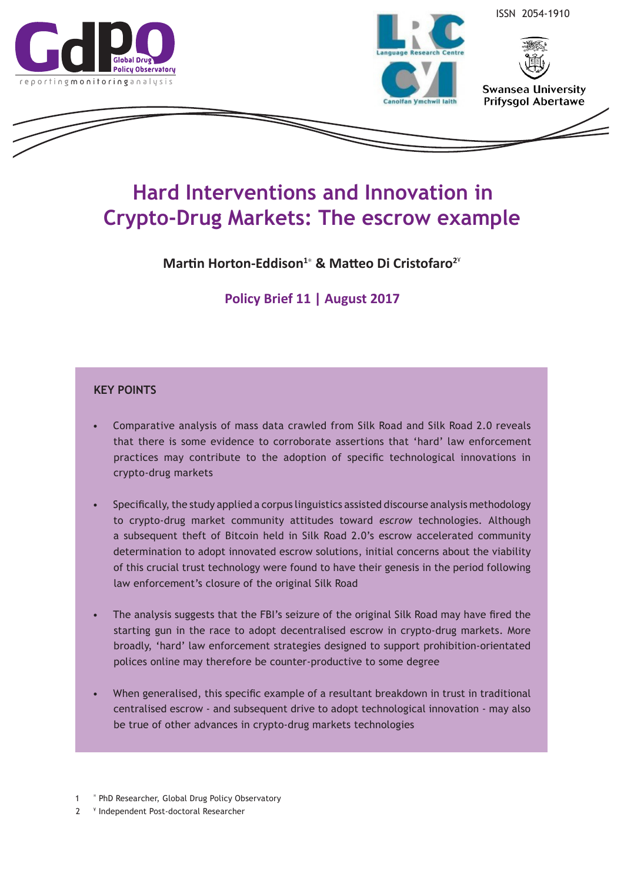ISSN 2054-1910

# Hard Interventions and Innovation in Crypto-Drug Markets: The escrow example

**Martin Horton-Eddison[1*] & Matteo Di Cristofaro[2¥]**

**Policy Brief 11 | August 2017**

## KEY POINTS

- Comparative analysis of mass data crawled from Silk Road and Silk Road 2.0 reveals that there is some evidence to corroborate assertions that 'hard' law enforcement practices may contribute to the adoption of specific technological innovations in crypto-drug markets
- Specifically, the study applied a corpus linguistics assisted discourse analysis methodology to crypto-drug market community attitudes toward *escrow* technologies. Although a subsequent theft of Bitcoin held in Silk Road 2.0's escrow accelerated community determination to adopt innovated escrow solutions, initial concerns about the viability of this crucial trust technology were found to have their genesis in the period following law enforcement's closure of the original Silk Road
- The analysis suggests that the FBI's seizure of the original Silk Road may have fired the starting gun in the race to adopt decentralised escrow in crypto-drug markets. More broadly, 'hard' law enforcement strategies designed to support prohibition-orientated polices online may therefore be counter-productive to some degree
- When generalised, this specific example of a resultant breakdown in trust in traditional centralised escrow - and subsequent drive to adopt technological innovation - may also be true of other advances in crypto-drug markets technologies

1 * PhD Researcher, Global Drug Policy Observatory

2 ¥ Independent Post-doctoral Researcher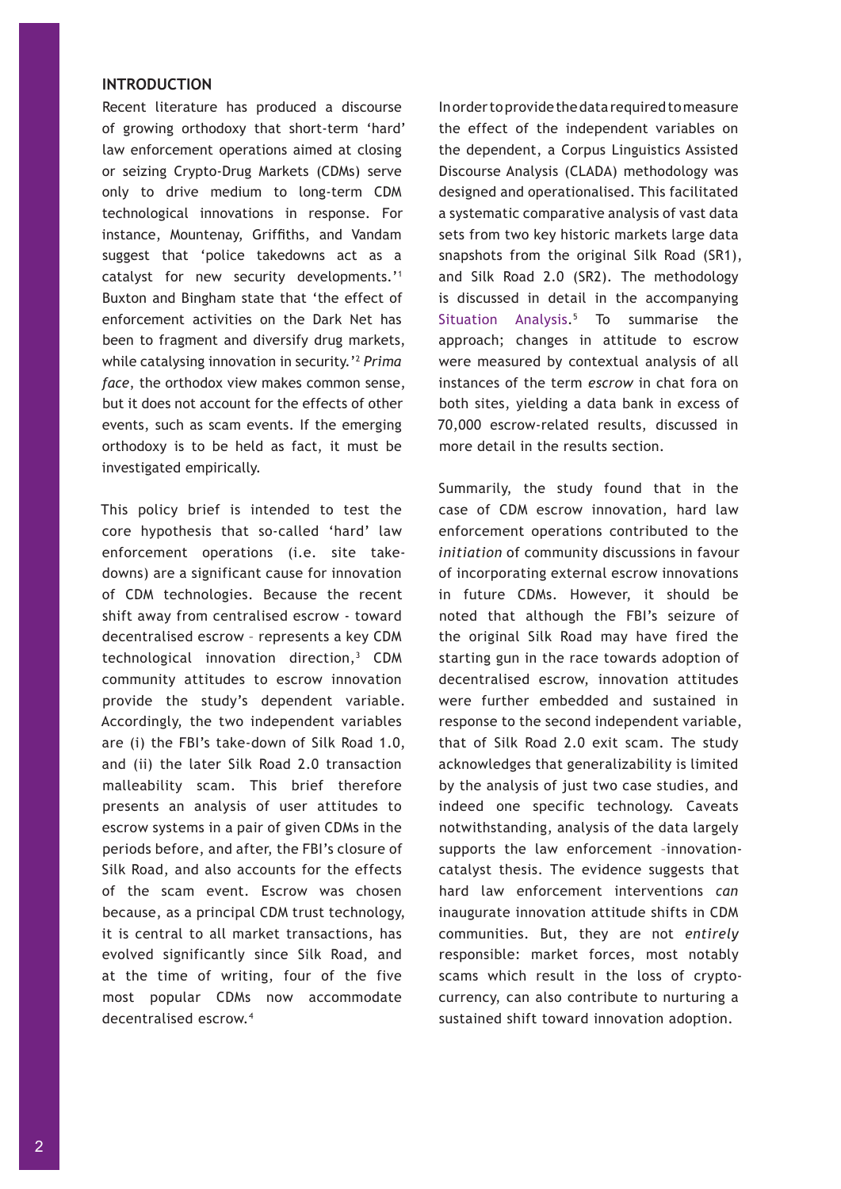## INTRODUCTION

Recent literature has produced a discourse of growing orthodoxy that short-term 'hard' law enforcement operations aimed at closing or seizing Crypto-Drug Markets (CDMs) serve only to drive medium to long-term CDM technological innovations in response. For instance, Mountenay, Griffiths, and Vandam suggest that 'police takedowns act as a catalyst for new security developments.'[1] Buxton and Bingham state that 'the effect of enforcement activities on the Dark Net has been to fragment and diversify drug markets, while catalysing innovation in security.'[2] *Prima face*, the orthodox view makes common sense, but it does not account for the effects of other events, such as scam events. If the emerging orthodoxy is to be held as fact, it must be investigated empirically.

This policy brief is intended to test the core hypothesis that so-called 'hard' law enforcement operations (i.e. site take-downs) are a significant cause for innovation of CDM technologies. Because the recent shift away from centralised escrow - toward decentralised escrow – represents a key CDM technological innovation direction,[3] CDM community attitudes to escrow innovation provide the study's dependent variable. Accordingly, the two independent variables are (i) the FBI's take-down of Silk Road 1.0, and (ii) the later Silk Road 2.0 transaction malleability scam. This brief therefore presents an analysis of user attitudes to escrow systems in a pair of given CDMs in the periods before, and after, the FBI's closure of Silk Road, and also accounts for the effects of the scam event. Escrow was chosen because, as a principal CDM trust technology, it is central to all market transactions, has evolved significantly since Silk Road, and at the time of writing, four of the five most popular CDMs now accommodate decentralised escrow.[4]

In order to provide the data required to measure the effect of the independent variables on the dependent, a Corpus Linguistics Assisted Discourse Analysis (CLADA) methodology was designed and operationalised. This facilitated a systematic comparative analysis of vast data sets from two key historic markets large data snapshots from the original Silk Road (SR1), and Silk Road 2.0 (SR2). The methodology is discussed in detail in the accompanying Situation Analysis.[5] To summarise the approach; changes in attitude to escrow were measured by contextual analysis of all instances of the term *escrow* in chat fora on both sites, yielding a data bank in excess of 70,000 escrow-related results, discussed in more detail in the results section.

Summarily, the study found that in the case of CDM escrow innovation, hard law enforcement operations contributed to the *initiation* of community discussions in favour of incorporating external escrow innovations in future CDMs. However, it should be noted that although the FBI's seizure of the original Silk Road may have fired the starting gun in the race towards adoption of decentralised escrow, innovation attitudes were further embedded and sustained in response to the second independent variable, that of Silk Road 2.0 exit scam. The study acknowledges that generalizability is limited by the analysis of just two case studies, and indeed one specific technology. Caveats notwithstanding, analysis of the data largely supports the law enforcement –innovation-catalyst thesis. The evidence suggests that hard law enforcement interventions *can* inaugurate innovation attitude shifts in CDM communities. But, they are not *entirely* responsible: market forces, most notably scams which result in the loss of crypto-currency, can also contribute to nurturing a sustained shift toward innovation adoption.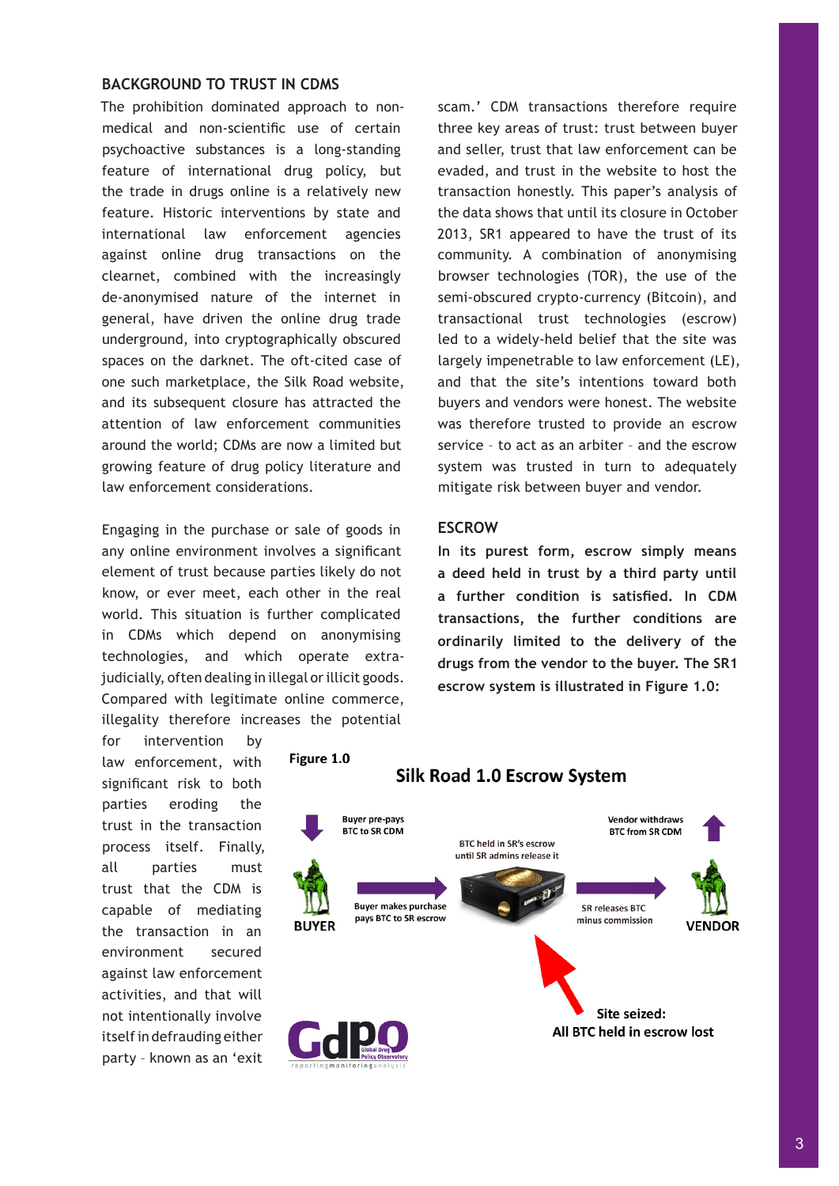## BACKGROUND TO TRUST IN CDMS

The prohibition dominated approach to non-medical and non-scientific use of certain psychoactive substances is a long-standing feature of international drug policy, but the trade in drugs online is a relatively new feature. Historic interventions by state and international law enforcement agencies against online drug transactions on the clearnet, combined with the increasingly de-anonymised nature of the internet in general, have driven the online drug trade underground, into cryptographically obscured spaces on the darknet. The oft-cited case of one such marketplace, the Silk Road website, and its subsequent closure has attracted the attention of law enforcement communities around the world; CDMs are now a limited but growing feature of drug policy literature and law enforcement considerations.

Engaging in the purchase or sale of goods in any online environment involves a significant element of trust because parties likely do not know, or ever meet, each other in the real world. This situation is further complicated in CDMs which depend on anonymising technologies, and which operate extra-judicially, often dealing in illegal or illicit goods. Compared with legitimate online commerce, illegality therefore increases the potential for intervention by law enforcement, with significant risk to both parties eroding the trust in the transaction process itself. Finally, all parties must trust that the CDM is capable of mediating the transaction in an environment secured against law enforcement activities, and that will not intentionally involve itself in defrauding either party – known as an 'exit scam.' CDM transactions therefore require three key areas of trust: trust between buyer and seller, trust that law enforcement can be evaded, and trust in the website to host the transaction honestly. This paper's analysis of the data shows that until its closure in October 2013, SR1 appeared to have the trust of its community. A combination of anonymising browser technologies (TOR), the use of the semi-obscured crypto-currency (Bitcoin), and transactional trust technologies (escrow) led to a widely-held belief that the site was largely impenetrable to law enforcement (LE), and that the site's intentions toward both buyers and vendors were honest. The website was therefore trusted to provide an escrow service – to act as an arbiter – and the escrow system was trusted in turn to adequately mitigate risk between buyer and vendor.

## ESCROW

**In its purest form, escrow simply means a deed held in trust by a third party until a further condition is satisfied. In CDM transactions, the further conditions are ordinarily limited to the delivery of the drugs from the vendor to the buyer. The SR1 escrow system is illustrated in Figure 1.0:**

**Figure 1.0**

**Silk Road 1.0 Escrow System**

BUYER — Buyer pre-pays BTC to SR CDM; Buyer makes purchase pays BTC to SR escrow → BTC held in SR's escrow until SR admins release it → SR releases BTC minus commission → VENDOR — Vendor withdraws BTC from SR CDM

Site seized: All BTC held in escrow lost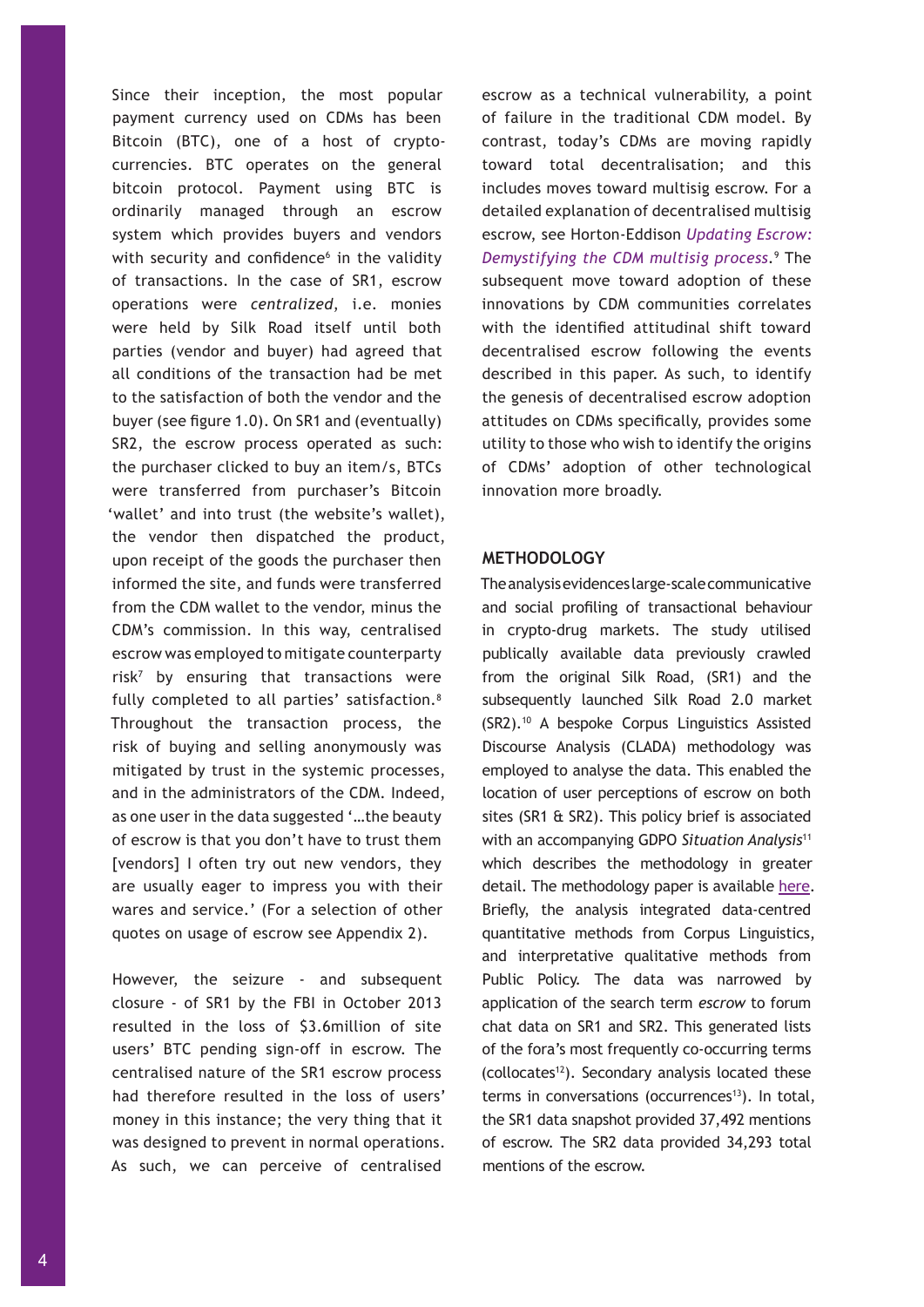Since their inception, the most popular payment currency used on CDMs has been Bitcoin (BTC), one of a host of crypto-currencies. BTC operates on the general bitcoin protocol. Payment using BTC is ordinarily managed through an escrow system which provides buyers and vendors with security and confidence[6] in the validity of transactions. In the case of SR1, escrow operations were *centralized*, i.e. monies were held by Silk Road itself until both parties (vendor and buyer) had agreed that all conditions of the transaction had be met to the satisfaction of both the vendor and the buyer (see figure 1.0). On SR1 and (eventually) SR2, the escrow process operated as such: the purchaser clicked to buy an item/s, BTCs were transferred from purchaser's Bitcoin 'wallet' and into trust (the website's wallet), the vendor then dispatched the product, upon receipt of the goods the purchaser then informed the site, and funds were transferred from the CDM wallet to the vendor, minus the CDM's commission. In this way, centralised escrow was employed to mitigate counterparty risk[7] by ensuring that transactions were fully completed to all parties' satisfaction.[8] Throughout the transaction process, the risk of buying and selling anonymously was mitigated by trust in the systemic processes, and in the administrators of the CDM. Indeed, as one user in the data suggested '…the beauty of escrow is that you don't have to trust them [vendors] I often try out new vendors, they are usually eager to impress you with their wares and service.' (For a selection of other quotes on usage of escrow see Appendix 2).

However, the seizure - and subsequent closure - of SR1 by the FBI in October 2013 resulted in the loss of $3.6million of site users' BTC pending sign-off in escrow. The centralised nature of the SR1 escrow process had therefore resulted in the loss of users' money in this instance; the very thing that it was designed to prevent in normal operations. As such, we can perceive of centralised escrow as a technical vulnerability, a point of failure in the traditional CDM model. By contrast, today's CDMs are moving rapidly toward total decentralisation; and this includes moves toward multisig escrow. For a detailed explanation of decentralised multisig escrow, see Horton-Eddison *Updating Escrow: Demystifying the CDM multisig process*.[9] The subsequent move toward adoption of these innovations by CDM communities correlates with the identified attitudinal shift toward decentralised escrow following the events described in this paper. As such, to identify the genesis of decentralised escrow adoption attitudes on CDMs specifically, provides some utility to those who wish to identify the origins of CDMs' adoption of other technological innovation more broadly.

## METHODOLOGY

The analysis evidences large-scale communicative and social profiling of transactional behaviour in crypto-drug markets. The study utilised publically available data previously crawled from the original Silk Road, (SR1) and the subsequently launched Silk Road 2.0 market (SR2).[10] A bespoke Corpus Linguistics Assisted Discourse Analysis (CLADA) methodology was employed to analyse the data. This enabled the location of user perceptions of escrow on both sites (SR1 & SR2). This policy brief is associated with an accompanying GDPO *Situation Analysis*[11] which describes the methodology in greater detail. The methodology paper is available here. Briefly, the analysis integrated data-centred quantitative methods from Corpus Linguistics, and interpretative qualitative methods from Public Policy. The data was narrowed by application of the search term *escrow* to forum chat data on SR1 and SR2. This generated lists of the fora's most frequently co-occurring terms (collocates[12]). Secondary analysis located these terms in conversations (occurrences[13]). In total, the SR1 data snapshot provided 37,492 mentions of escrow. The SR2 data provided 34,293 total mentions of the escrow.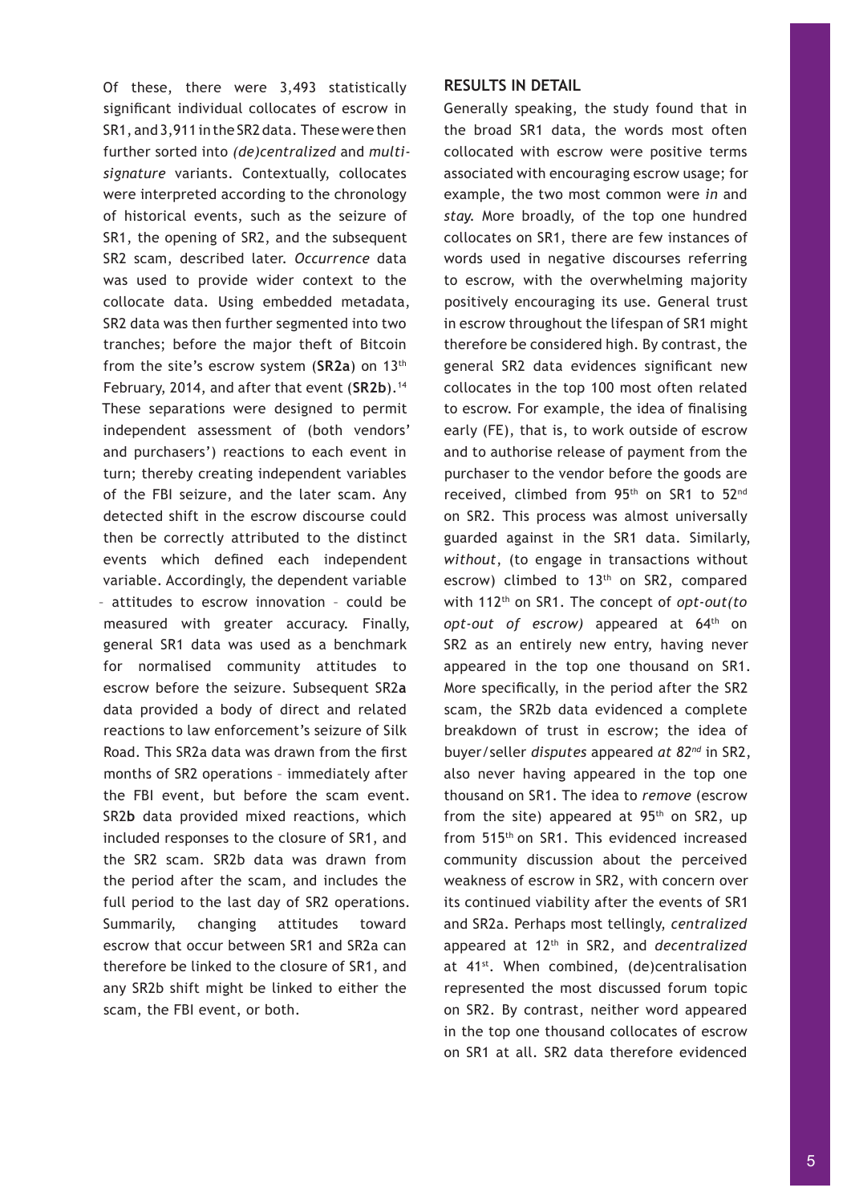Of these, there were 3,493 statistically significant individual collocates of escrow in SR1, and 3,911 in the SR2 data. These were then further sorted into *(de)centralized* and *multi-signature* variants. Contextually, collocates were interpreted according to the chronology of historical events, such as the seizure of SR1, the opening of SR2, and the subsequent SR2 scam, described later. *Occurrence* data was used to provide wider context to the collocate data. Using embedded metadata, SR2 data was then further segmented into two tranches; before the major theft of Bitcoin from the site's escrow system (**SR2a**) on 13th February, 2014, and after that event (**SR2b**).[14] These separations were designed to permit independent assessment of (both vendors' and purchasers') reactions to each event in turn; thereby creating independent variables of the FBI seizure, and the later scam. Any detected shift in the escrow discourse could then be correctly attributed to the distinct events which defined each independent variable. Accordingly, the dependent variable – attitudes to escrow innovation – could be measured with greater accuracy. Finally, general SR1 data was used as a benchmark for normalised community attitudes to escrow before the seizure. Subsequent SR2**a** data provided a body of direct and related reactions to law enforcement's seizure of Silk Road. This SR2a data was drawn from the first months of SR2 operations – immediately after the FBI event, but before the scam event. SR2**b** data provided mixed reactions, which included responses to the closure of SR1, and the SR2 scam. SR2b data was drawn from the period after the scam, and includes the full period to the last day of SR2 operations. Summarily, changing attitudes toward escrow that occur between SR1 and SR2a can therefore be linked to the closure of SR1, and any SR2b shift might be linked to either the scam, the FBI event, or both.

## RESULTS IN DETAIL

Generally speaking, the study found that in the broad SR1 data, the words most often collocated with escrow were positive terms associated with encouraging escrow usage; for example, the two most common were *in* and *stay*. More broadly, of the top one hundred collocates on SR1, there are few instances of words used in negative discourses referring to escrow, with the overwhelming majority positively encouraging its use. General trust in escrow throughout the lifespan of SR1 might therefore be considered high. By contrast, the general SR2 data evidences significant new collocates in the top 100 most often related to escrow. For example, the idea of finalising early (FE), that is, to work outside of escrow and to authorise release of payment from the purchaser to the vendor before the goods are received, climbed from 95th on SR1 to 52nd on SR2. This process was almost universally guarded against in the SR1 data. Similarly, *without*, (to engage in transactions without escrow) climbed to 13th on SR2, compared with 112th on SR1. The concept of *opt-out(to opt-out of escrow)* appeared at 64th on SR2 as an entirely new entry, having never appeared in the top one thousand on SR1. More specifically, in the period after the SR2 scam, the SR2b data evidenced a complete breakdown of trust in escrow; the idea of buyer/seller *disputes* appeared *at 82nd* in SR2, also never having appeared in the top one thousand on SR1. The idea to *remove* (escrow from the site) appeared at 95th on SR2, up from 515th on SR1. This evidenced increased community discussion about the perceived weakness of escrow in SR2, with concern over its continued viability after the events of SR1 and SR2a. Perhaps most tellingly, *centralized* appeared at 12th in SR2, and *decentralized* at 41st. When combined, (de)centralisation represented the most discussed forum topic on SR2. By contrast, neither word appeared in the top one thousand collocates of escrow on SR1 at all. SR2 data therefore evidenced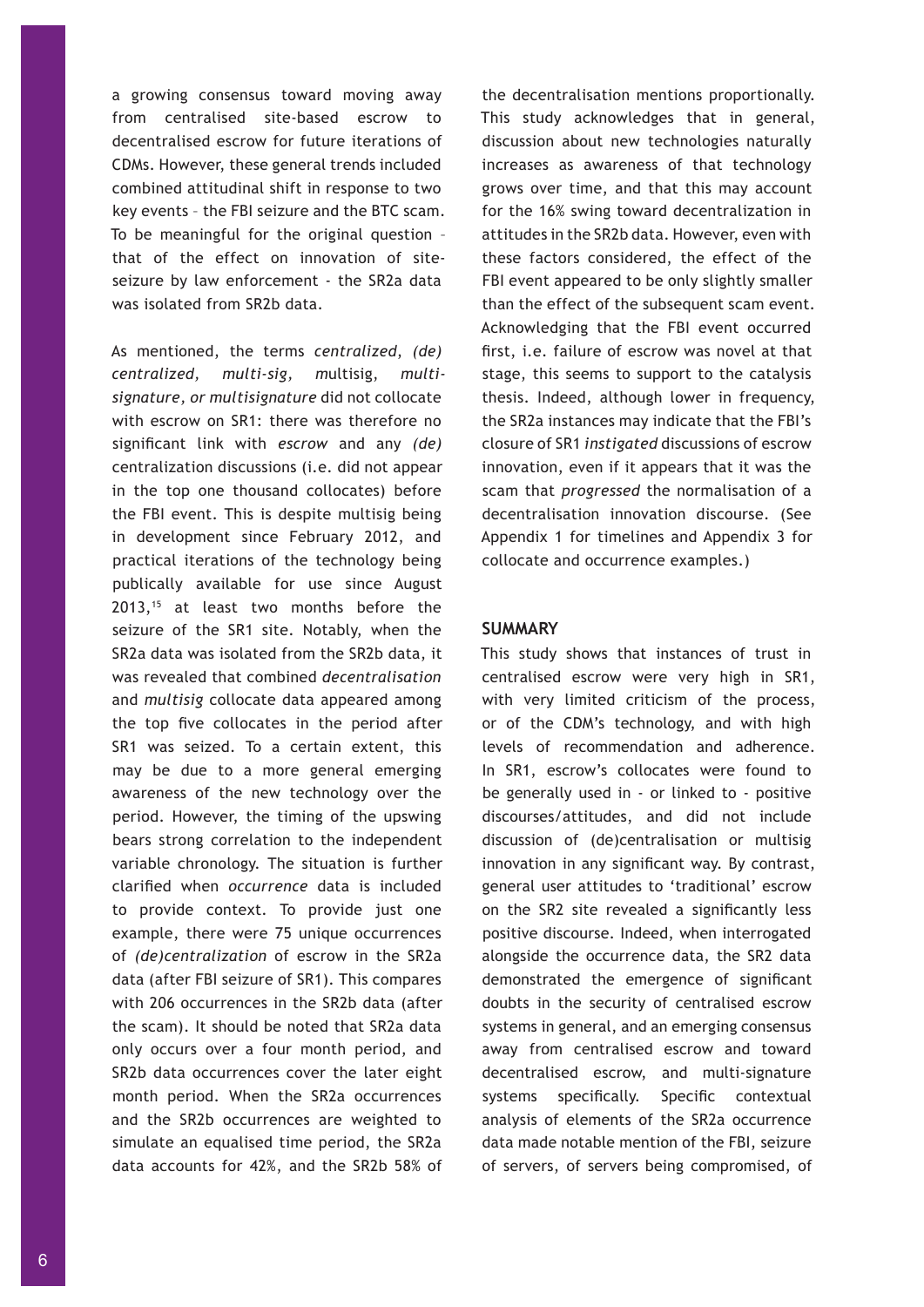a growing consensus toward moving away from centralised site-based escrow to decentralised escrow for future iterations of CDMs. However, these general trends included combined attitudinal shift in response to two key events – the FBI seizure and the BTC scam. To be meaningful for the original question – that of the effect on innovation of site-seizure by law enforcement - the SR2a data was isolated from SR2b data.

As mentioned, the terms *centralized, (de) centralized, multi-sig, m*ultisig, *multi-signature, or multisignature* did not collocate with escrow on SR1: there was therefore no significant link with *escrow* and any *(de)* centralization discussions (i.e. did not appear in the top one thousand collocates) before the FBI event. This is despite multisig being in development since February 2012, and practical iterations of the technology being publically available for use since August 2013,[15] at least two months before the seizure of the SR1 site. Notably, when the SR2a data was isolated from the SR2b data, it was revealed that combined *decentralisation* and *multisig* collocate data appeared among the top five collocates in the period after SR1 was seized. To a certain extent, this may be due to a more general emerging awareness of the new technology over the period. However, the timing of the upswing bears strong correlation to the independent variable chronology. The situation is further clarified when *occurrence* data is included to provide context. To provide just one example, there were 75 unique occurrences of *(de)centralization* of escrow in the SR2a data (after FBI seizure of SR1). This compares with 206 occurrences in the SR2b data (after the scam). It should be noted that SR2a data only occurs over a four month period, and SR2b data occurrences cover the later eight month period. When the SR2a occurrences and the SR2b occurrences are weighted to simulate an equalised time period, the SR2a data accounts for 42%, and the SR2b 58% of the decentralisation mentions proportionally. This study acknowledges that in general, discussion about new technologies naturally increases as awareness of that technology grows over time, and that this may account for the 16% swing toward decentralization in attitudes in the SR2b data. However, even with these factors considered, the effect of the FBI event appeared to be only slightly smaller than the effect of the subsequent scam event. Acknowledging that the FBI event occurred first, i.e. failure of escrow was novel at that stage, this seems to support to the catalysis thesis. Indeed, although lower in frequency, the SR2a instances may indicate that the FBI's closure of SR1 *instigated* discussions of escrow innovation, even if it appears that it was the scam that *progressed* the normalisation of a decentralisation innovation discourse. (See Appendix 1 for timelines and Appendix 3 for collocate and occurrence examples.)

## SUMMARY

This study shows that instances of trust in centralised escrow were very high in SR1, with very limited criticism of the process, or of the CDM's technology, and with high levels of recommendation and adherence. In SR1, escrow's collocates were found to be generally used in - or linked to - positive discourses/attitudes, and did not include discussion of (de)centralisation or multisig innovation in any significant way. By contrast, general user attitudes to 'traditional' escrow on the SR2 site revealed a significantly less positive discourse. Indeed, when interrogated alongside the occurrence data, the SR2 data demonstrated the emergence of significant doubts in the security of centralised escrow systems in general, and an emerging consensus away from centralised escrow and toward decentralised escrow, and multi-signature systems specifically. Specific contextual analysis of elements of the SR2a occurrence data made notable mention of the FBI, seizure of servers, of servers being compromised, of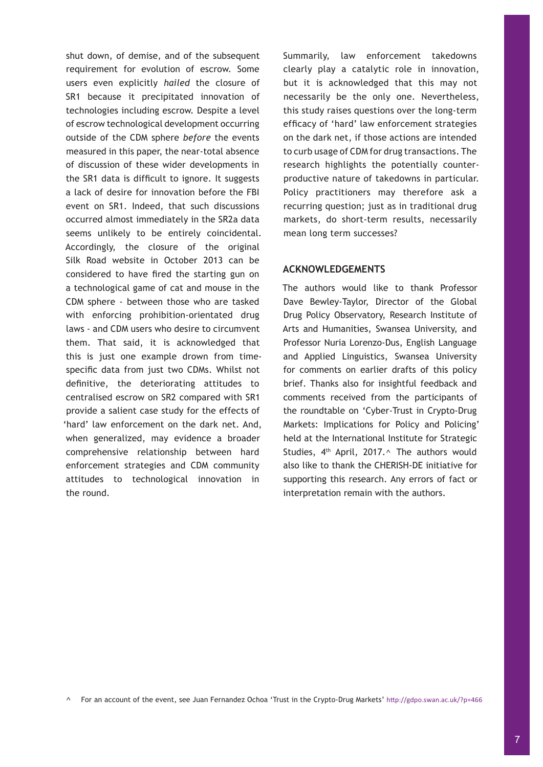shut down, of demise, and of the subsequent requirement for evolution of escrow. Some users even explicitly *hailed* the closure of SR1 because it precipitated innovation of technologies including escrow. Despite a level of escrow technological development occurring outside of the CDM sphere *before* the events measured in this paper, the near-total absence of discussion of these wider developments in the SR1 data is difficult to ignore. It suggests a lack of desire for innovation before the FBI event on SR1. Indeed, that such discussions occurred almost immediately in the SR2a data seems unlikely to be entirely coincidental. Accordingly, the closure of the original Silk Road website in October 2013 can be considered to have fired the starting gun on a technological game of cat and mouse in the CDM sphere - between those who are tasked with enforcing prohibition-orientated drug laws - and CDM users who desire to circumvent them. That said, it is acknowledged that this is just one example drown from time-specific data from just two CDMs. Whilst not definitive, the deteriorating attitudes to centralised escrow on SR2 compared with SR1 provide a salient case study for the effects of 'hard' law enforcement on the dark net. And, when generalized, may evidence a broader comprehensive relationship between hard enforcement strategies and CDM community attitudes to technological innovation in the round.

Summarily, law enforcement takedowns clearly play a catalytic role in innovation, but it is acknowledged that this may not necessarily be the only one. Nevertheless, this study raises questions over the long-term efficacy of 'hard' law enforcement strategies on the dark net, if those actions are intended to curb usage of CDM for drug transactions. The research highlights the potentially counter-productive nature of takedowns in particular. Policy practitioners may therefore ask a recurring question; just as in traditional drug markets, do short-term results, necessarily mean long term successes?

## ACKNOWLEDGEMENTS

The authors would like to thank Professor Dave Bewley-Taylor, Director of the Global Drug Policy Observatory, Research Institute of Arts and Humanities, Swansea University, and Professor Nuria Lorenzo-Dus, English Language and Applied Linguistics, Swansea University for comments on earlier drafts of this policy brief. Thanks also for insightful feedback and comments received from the participants of the roundtable on 'Cyber-Trust in Crypto-Drug Markets: Implications for Policy and Policing' held at the International Institute for Strategic Studies, 4th April, 2017.^ The authors would also like to thank the CHERISH-DE initiative for supporting this research. Any errors of fact or interpretation remain with the authors.

^ For an account of the event, see Juan Fernandez Ochoa 'Trust in the Crypto-Drug Markets' http://gdpo.swan.ac.uk/?p=466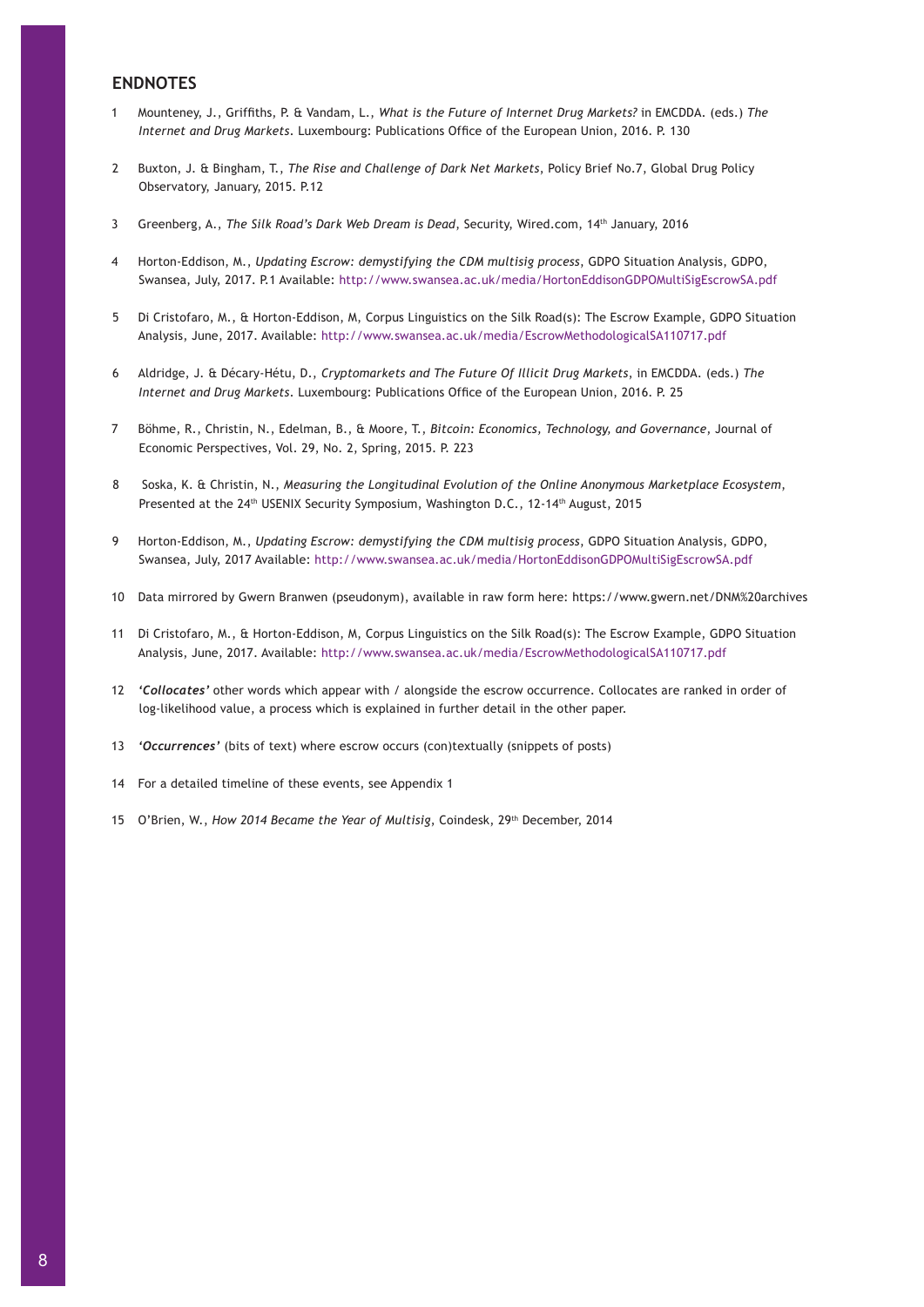## ENDNOTES

1. Mounteney, J., Griffiths, P. & Vandam, L., *What is the Future of Internet Drug Markets?* in EMCDDA. (eds.) *The Internet and Drug Markets*. Luxembourg: Publications Office of the European Union, 2016. P. 130

2. Buxton, J. & Bingham, T., *The Rise and Challenge of Dark Net Markets*, Policy Brief No.7, Global Drug Policy Observatory, January, 2015. P.12

3. Greenberg, A., *The Silk Road's Dark Web Dream is Dead*, Security, Wired.com, 14th January, 2016

4. Horton-Eddison, M., *Updating Escrow: demystifying the CDM multisig process*, GDPO Situation Analysis, GDPO, Swansea, July, 2017. P.1 Available: http://www.swansea.ac.uk/media/HortonEddisonGDPOMultiSigEscrowSA.pdf

5. Di Cristofaro, M., & Horton-Eddison, M, Corpus Linguistics on the Silk Road(s): The Escrow Example, GDPO Situation Analysis, June, 2017. Available: http://www.swansea.ac.uk/media/EscrowMethodologicalSA110717.pdf

6. Aldridge, J. & Décary-Hétu, D., *Cryptomarkets and The Future Of Illicit Drug Markets*, in EMCDDA. (eds.) *The Internet and Drug Markets*. Luxembourg: Publications Office of the European Union, 2016. P. 25

7. Böhme, R., Christin, N., Edelman, B., & Moore, T., *Bitcoin: Economics, Technology, and Governance*, Journal of Economic Perspectives, Vol. 29, No. 2, Spring, 2015. P. 223

8. Soska, K. & Christin, N., *Measuring the Longitudinal Evolution of the Online Anonymous Marketplace Ecosystem*, Presented at the 24th USENIX Security Symposium, Washington D.C., 12-14th August, 2015

9. Horton-Eddison, M., *Updating Escrow: demystifying the CDM multisig process*, GDPO Situation Analysis, GDPO, Swansea, July, 2017 Available: http://www.swansea.ac.uk/media/HortonEddisonGDPOMultiSigEscrowSA.pdf

10. Data mirrored by Gwern Branwen (pseudonym), available in raw form here: https://www.gwern.net/DNM%20archives

11. Di Cristofaro, M., & Horton-Eddison, M, Corpus Linguistics on the Silk Road(s): The Escrow Example, GDPO Situation Analysis, June, 2017. Available: http://www.swansea.ac.uk/media/EscrowMethodologicalSA110717.pdf

12. ***'Collocates'*** other words which appear with / alongside the escrow occurrence. Collocates are ranked in order of log-likelihood value, a process which is explained in further detail in the other paper.

13. ***'Occurrences'*** (bits of text) where escrow occurs (con)textually (snippets of posts)

14. For a detailed timeline of these events, see Appendix 1

15. O'Brien, W., *How 2014 Became the Year of Multisig*, Coindesk, 29th December, 2014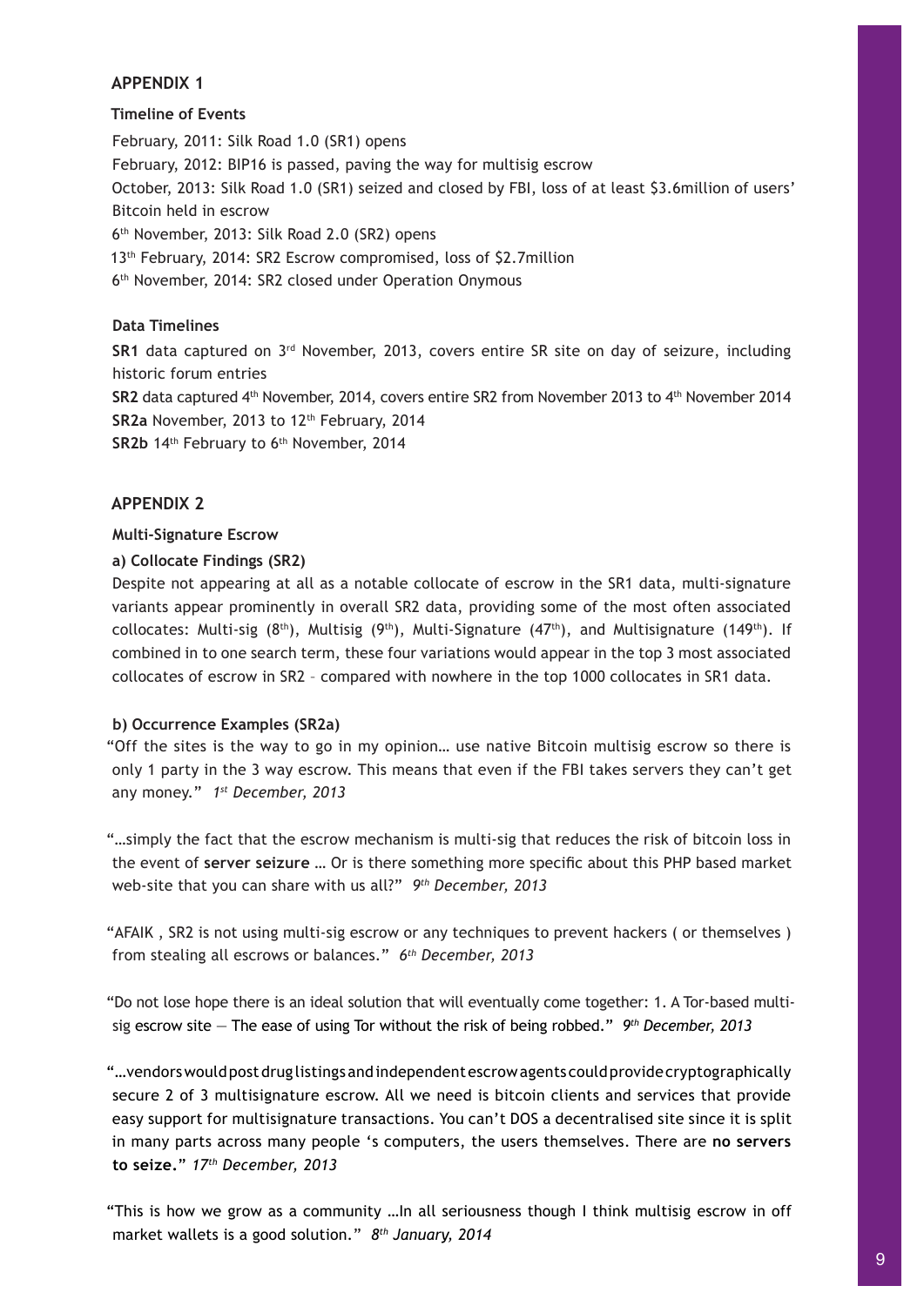## APPENDIX 1

### Timeline of Events

February, 2011: Silk Road 1.0 (SR1) opens

February, 2012: BIP16 is passed, paving the way for multisig escrow

October, 2013: Silk Road 1.0 (SR1) seized and closed by FBI, loss of at least $3.6million of users' Bitcoin held in escrow

6th November, 2013: Silk Road 2.0 (SR2) opens

13th February, 2014: SR2 Escrow compromised, loss of $2.7million

6th November, 2014: SR2 closed under Operation Onymous

### Data Timelines

**SR1** data captured on 3rd November, 2013, covers entire SR site on day of seizure, including historic forum entries

**SR2** data captured 4th November, 2014, covers entire SR2 from November 2013 to 4th November 2014

**SR2a** November, 2013 to 12th February, 2014

**SR2b** 14th February to 6th November, 2014

## APPENDIX 2

### Multi-Signature Escrow

**a) Collocate Findings (SR2)**

Despite not appearing at all as a notable collocate of escrow in the SR1 data, multi-signature variants appear prominently in overall SR2 data, providing some of the most often associated collocates: Multi-sig (8th), Multisig (9th), Multi-Signature (47th), and Multisignature (149th). If combined in to one search term, these four variations would appear in the top 3 most associated collocates of escrow in SR2 – compared with nowhere in the top 1000 collocates in SR1 data.

**b) Occurrence Examples (SR2a)**

"Off the sites is the way to go in my opinion… use native Bitcoin multisig escrow so there is only 1 party in the 3 way escrow. This means that even if the FBI takes servers they can't get any money." *1st December, 2013*

"…simply the fact that the escrow mechanism is multi-sig that reduces the risk of bitcoin loss in the event of **server seizure** … Or is there something more specific about this PHP based market web-site that you can share with us all?" *9th December, 2013*

"AFAIK , SR2 is not using multi-sig escrow or any techniques to prevent hackers ( or themselves ) from stealing all escrows or balances." *6th December, 2013*

"Do not lose hope there is an ideal solution that will eventually come together: 1. A Tor-based multi-sig escrow site — The ease of using Tor without the risk of being robbed." *9th December, 2013*

"…vendors would post drug listings and independent escrow agents could provide cryptographically secure 2 of 3 multisignature escrow. All we need is bitcoin clients and services that provide easy support for multisignature transactions. You can't DOS a decentralised site since it is split in many parts across many people 's computers, the users themselves. There are **no servers to seize.**" *17th December, 2013*

"This is how we grow as a community …In all seriousness though I think multisig escrow in off market wallets is a good solution." *8th January, 2014*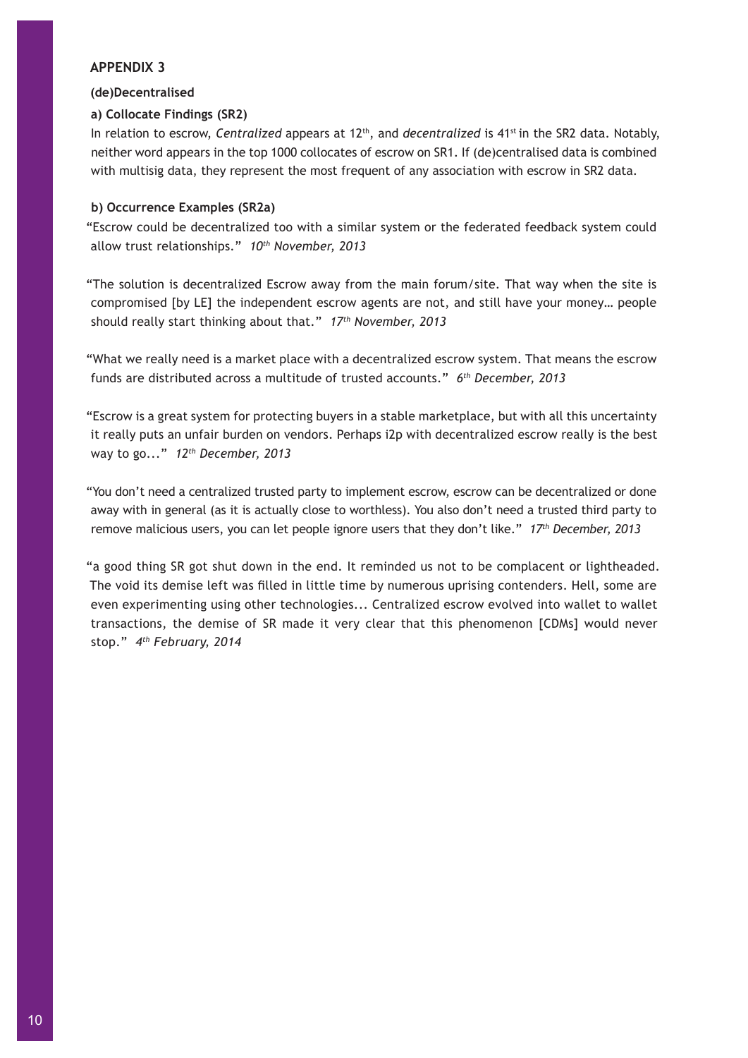## APPENDIX 3

### (de)Decentralised

#### a) Collocate Findings (SR2)

In relation to escrow, *Centralized* appears at 12th, and *decentralized* is 41st in the SR2 data. Notably, neither word appears in the top 1000 collocates of escrow on SR1. If (de)centralised data is combined with multisig data, they represent the most frequent of any association with escrow in SR2 data.

#### b) Occurrence Examples (SR2a)

"Escrow could be decentralized too with a similar system or the federated feedback system could allow trust relationships." *10th November, 2013*

"The solution is decentralized Escrow away from the main forum/site. That way when the site is compromised [by LE] the independent escrow agents are not, and still have your money… people should really start thinking about that." *17th November, 2013*

"What we really need is a market place with a decentralized escrow system. That means the escrow funds are distributed across a multitude of trusted accounts." *6th December, 2013*

"Escrow is a great system for protecting buyers in a stable marketplace, but with all this uncertainty it really puts an unfair burden on vendors. Perhaps i2p with decentralized escrow really is the best way to go..." *12th December, 2013*

"You don't need a centralized trusted party to implement escrow, escrow can be decentralized or done away with in general (as it is actually close to worthless). You also don't need a trusted third party to remove malicious users, you can let people ignore users that they don't like." *17th December, 2013*

"a good thing SR got shut down in the end. It reminded us not to be complacent or lightheaded. The void its demise left was filled in little time by numerous uprising contenders. Hell, some are even experimenting using other technologies... Centralized escrow evolved into wallet to wallet transactions, the demise of SR made it very clear that this phenomenon [CDMs] would never stop." *4th February, 2014*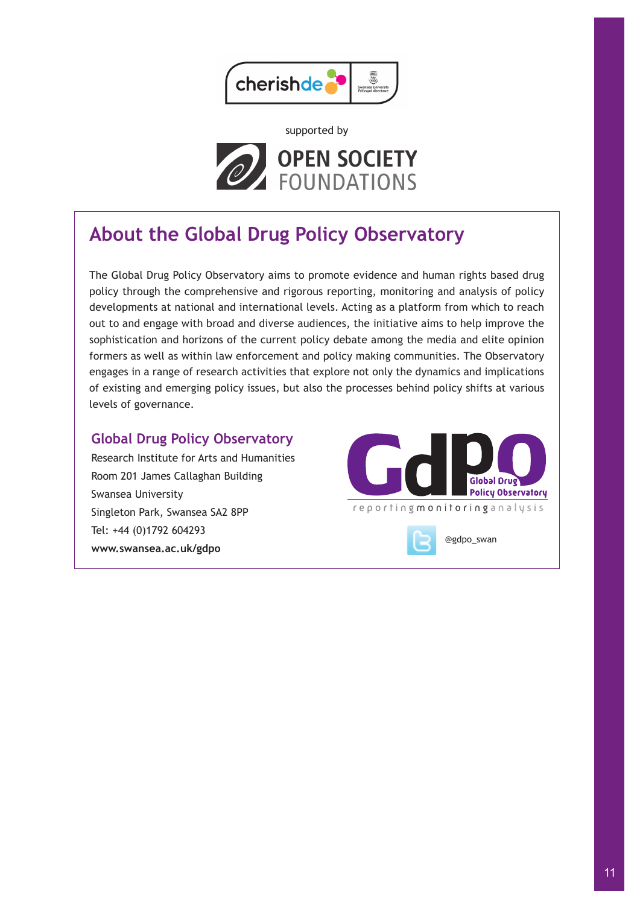cherishde

supported by

OPEN SOCIETY FOUNDATIONS

## About the Global Drug Policy Observatory

The Global Drug Policy Observatory aims to promote evidence and human rights based drug policy through the comprehensive and rigorous reporting, monitoring and analysis of policy developments at national and international levels. Acting as a platform from which to reach out to and engage with broad and diverse audiences, the initiative aims to help improve the sophistication and horizons of the current policy debate among the media and elite opinion formers as well as within law enforcement and policy making communities. The Observatory engages in a range of research activities that explore not only the dynamics and implications of existing and emerging policy issues, but also the processes behind policy shifts at various levels of governance.

### Global Drug Policy Observatory

Research Institute for Arts and Humanities
Room 201 James Callaghan Building
Swansea University
Singleton Park, Swansea SA2 8PP
Tel: +44 (0)1792 604293
**www.swansea.ac.uk/gdpo**

GdPO Global Drug Policy Observatory
reporting monitoring analysis

@gdpo_swan